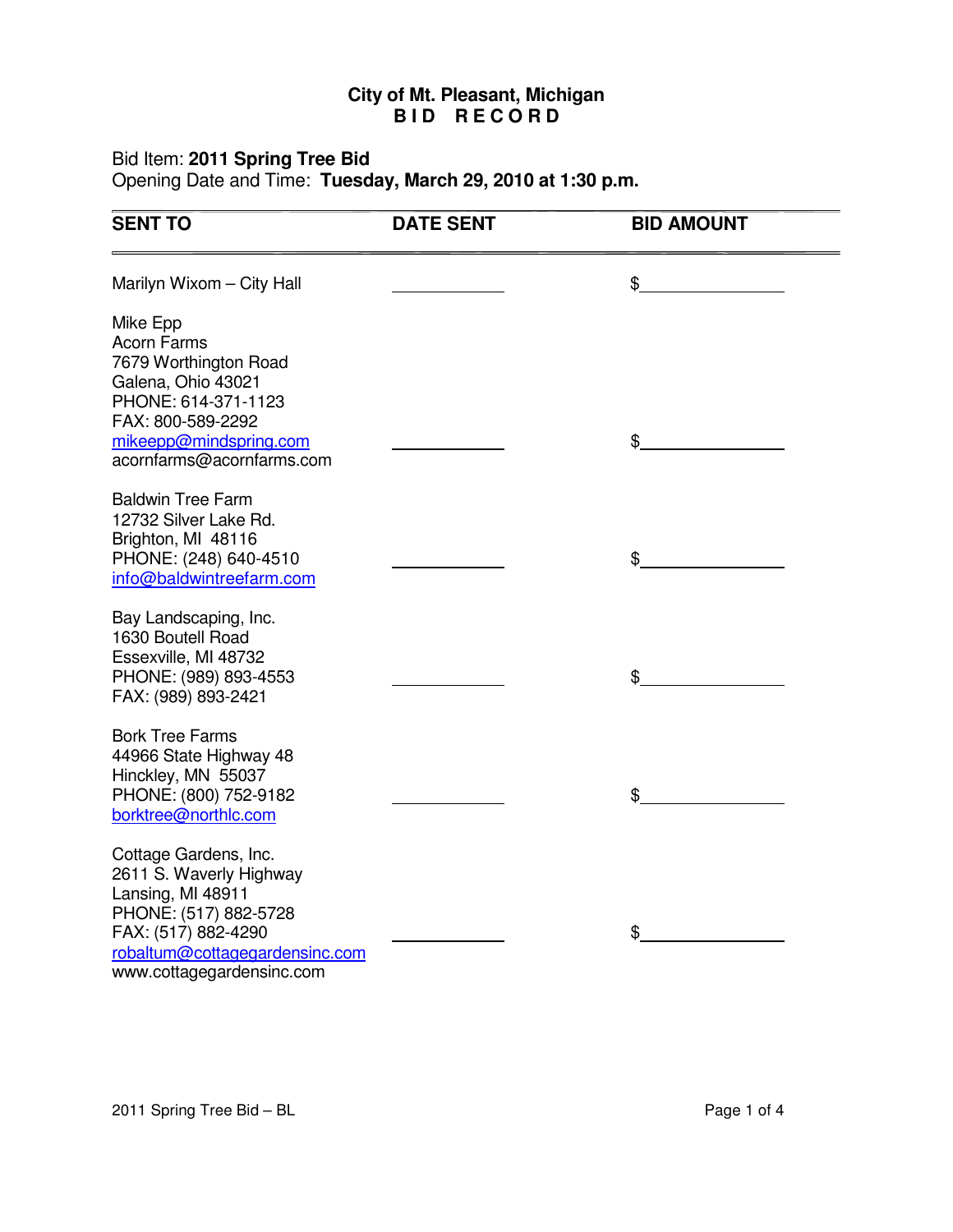**City of Mt. Pleasant, Michigan**
**B I D R E C O R D**

Bid Item: **2011 Spring Tree Bid**
Opening Date and Time: **Tuesday, March 29, 2010 at 1:30 p.m.**

| SENT TO | DATE SENT | BID AMOUNT |
|---|---|---|
| Marilyn Wixom – City Hall | ________ | $________ |
| Mike Epp<br>Acorn Farms<br>7679 Worthington Road<br>Galena, Ohio 43021<br>PHONE: 614-371-1123<br>FAX: 800-589-2292<br>mikeepp@mindspring.com<br>acornfarms@acornfarms.com | ________ | $________ |
| Baldwin Tree Farm<br>12732 Silver Lake Rd.<br>Brighton, MI 48116<br>PHONE: (248) 640-4510<br>info@baldwintreefarm.com | ________ | $________ |
| Bay Landscaping, Inc.<br>1630 Boutell Road<br>Essexville, MI 48732<br>PHONE: (989) 893-4553<br>FAX: (989) 893-2421 | ________ | $________ |
| Bork Tree Farms<br>44966 State Highway 48<br>Hinckley, MN 55037<br>PHONE: (800) 752-9182<br>borktree@northlc.com | ________ | $________ |
| Cottage Gardens, Inc.<br>2611 S. Waverly Highway<br>Lansing, MI 48911<br>PHONE: (517) 882-5728<br>FAX: (517) 882-4290<br>robaltum@cottagegardensinc.com<br>www.cottagegardensinc.com | ________ | $________ |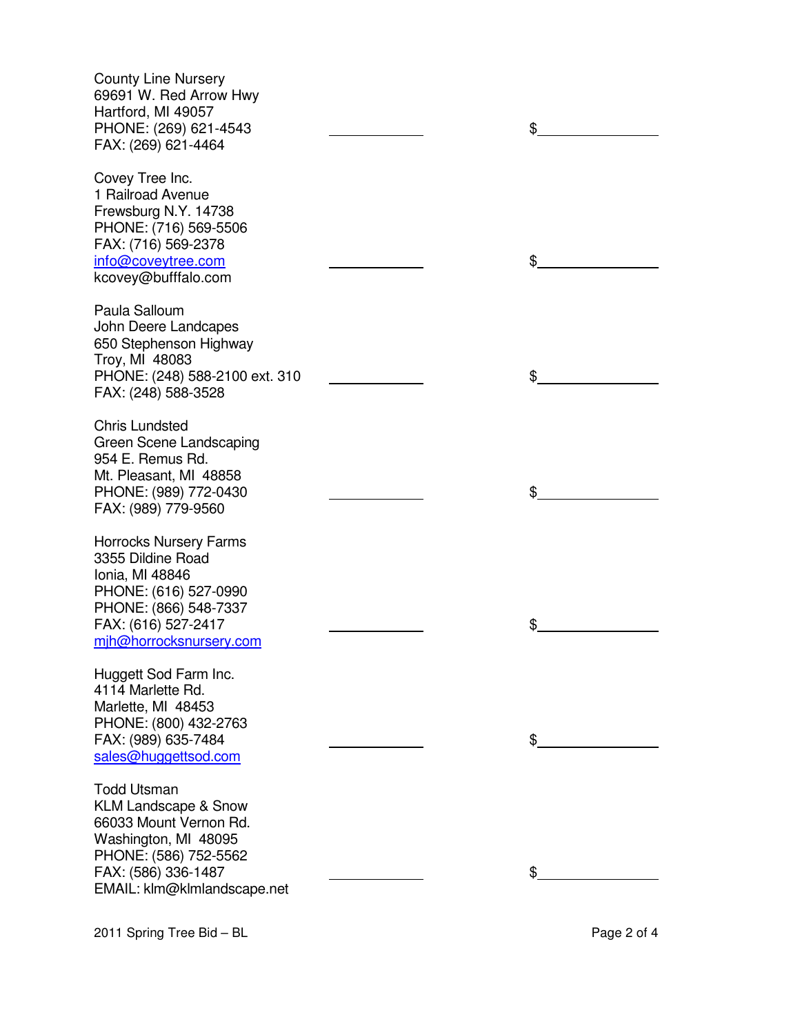County Line Nursery
69691 W. Red Arrow Hwy
Hartford, MI 49057
PHONE: (269) 621-4543 ____________ $______________
FAX: (269) 621-4464

Covey Tree Inc.
1 Railroad Avenue
Frewsburg N.Y. 14738
PHONE: (716) 569-5506
FAX: (716) 569-2378
info@coveytree.com ____________ $______________
kcovey@bufffalo.com

Paula Salloum
John Deere Landcapes
650 Stephenson Highway
Troy, MI 48083
PHONE: (248) 588-2100 ext. 310 ____________ $______________
FAX: (248) 588-3528

Chris Lundsted
Green Scene Landscaping
954 E. Remus Rd.
Mt. Pleasant, MI 48858
PHONE: (989) 772-0430 ____________ $______________
FAX: (989) 779-9560

Horrocks Nursery Farms
3355 Dildine Road
Ionia, MI 48846
PHONE: (616) 527-0990
PHONE: (866) 548-7337
FAX: (616) 527-2417 ____________ $______________
mjh@horrocksnursery.com

Huggett Sod Farm Inc.
4114 Marlette Rd.
Marlette, MI 48453
PHONE: (800) 432-2763
FAX: (989) 635-7484 ____________ $______________
sales@huggettsod.com

Todd Utsman
KLM Landscape & Snow
66033 Mount Vernon Rd.
Washington, MI 48095
PHONE: (586) 752-5562
FAX: (586) 336-1487 ____________ $______________
EMAIL: klm@klmlandscape.net

2011 Spring Tree Bid – BL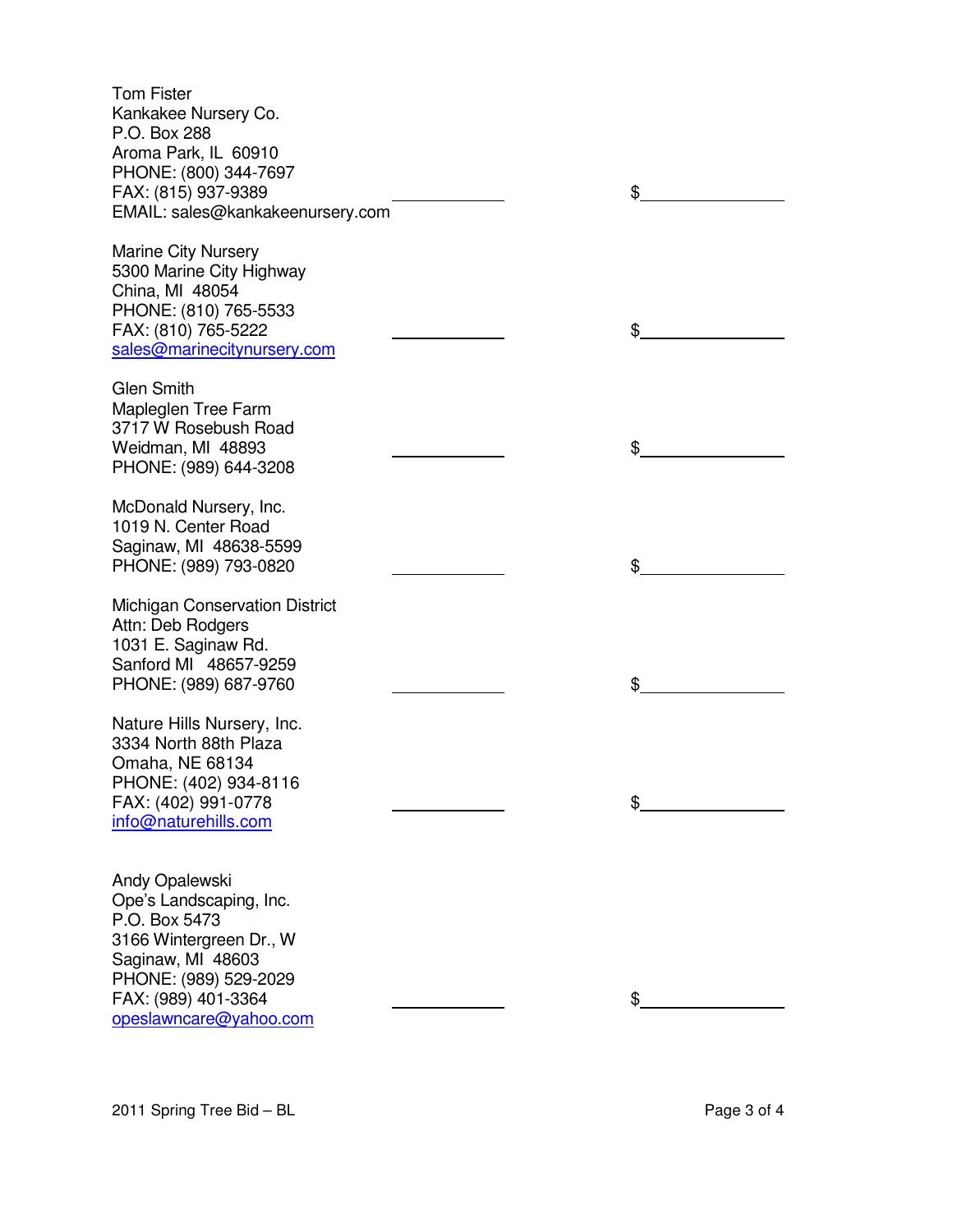| Vendor | | |
|---|---|---|
| Tom Fister<br>Kankakee Nursery Co.<br>P.O. Box 288<br>Aroma Park, IL 60910<br>PHONE: (800) 344-7697<br>FAX: (815) 937-9389<br>EMAIL: sales@kankakeenursery.com | ____________ | $______________ |
| Marine City Nursery<br>5300 Marine City Highway<br>China, MI 48054<br>PHONE: (810) 765-5533<br>FAX: (810) 765-5222<br>sales@marinecitynursery.com | ____________ | $______________ |
| Glen Smith<br>Mapleglen Tree Farm<br>3717 W Rosebush Road<br>Weidman, MI 48893<br>PHONE: (989) 644-3208 | ____________ | $______________ |
| McDonald Nursery, Inc.<br>1019 N. Center Road<br>Saginaw, MI 48638-5599<br>PHONE: (989) 793-0820 | ____________ | $______________ |
| Michigan Conservation District<br>Attn: Deb Rodgers<br>1031 E. Saginaw Rd.<br>Sanford MI 48657-9259<br>PHONE: (989) 687-9760 | ____________ | $______________ |
| Nature Hills Nursery, Inc.<br>3334 North 88th Plaza<br>Omaha, NE 68134<br>PHONE: (402) 934-8116<br>FAX: (402) 991-0778<br>info@naturehills.com | ____________ | $______________ |
| Andy Opalewski<br>Ope's Landscaping, Inc.<br>P.O. Box 5473<br>3166 Wintergreen Dr., W<br>Saginaw, MI 48603<br>PHONE: (989) 529-2029<br>FAX: (989) 401-3364<br>opeslawncare@yahoo.com | ____________ | $______________ |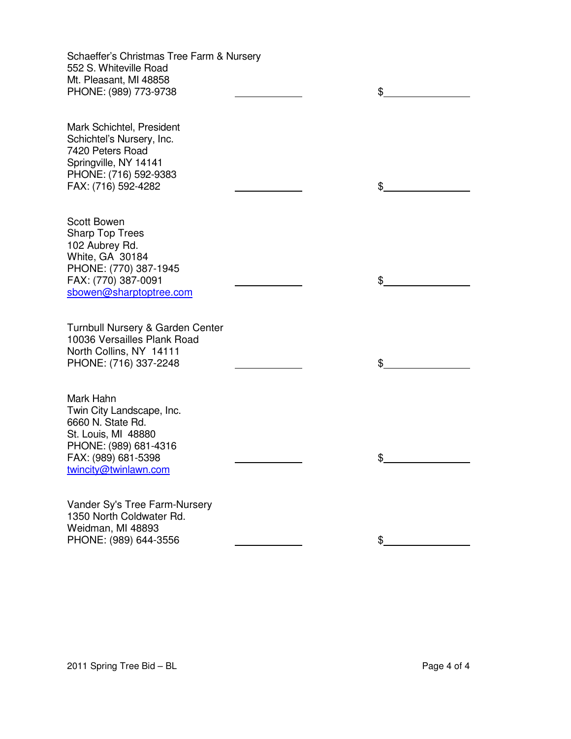Schaeffer's Christmas Tree Farm & Nursery
552 S. Whiteville Road
Mt. Pleasant, MI 48858
PHONE: (989) 773-9738 ____________ $______________

Mark Schichtel, President
Schichtel's Nursery, Inc.
7420 Peters Road
Springville, NY 14141
PHONE: (716) 592-9383
FAX: (716) 592-4282 ____________ $______________

Scott Bowen
Sharp Top Trees
102 Aubrey Rd.
White, GA 30184
PHONE: (770) 387-1945
FAX: (770) 387-0091 ____________ $______________
sbowen@sharptoptree.com

Turnbull Nursery & Garden Center
10036 Versailles Plank Road
North Collins, NY 14111
PHONE: (716) 337-2248 ____________ $______________

Mark Hahn
Twin City Landscape, Inc.
6660 N. State Rd.
St. Louis, MI 48880
PHONE: (989) 681-4316
FAX: (989) 681-5398 ____________ $______________
twincity@twinlawn.com

Vander Sy's Tree Farm-Nursery
1350 North Coldwater Rd.
Weidman, MI 48893
PHONE: (989) 644-3556 ____________ $______________